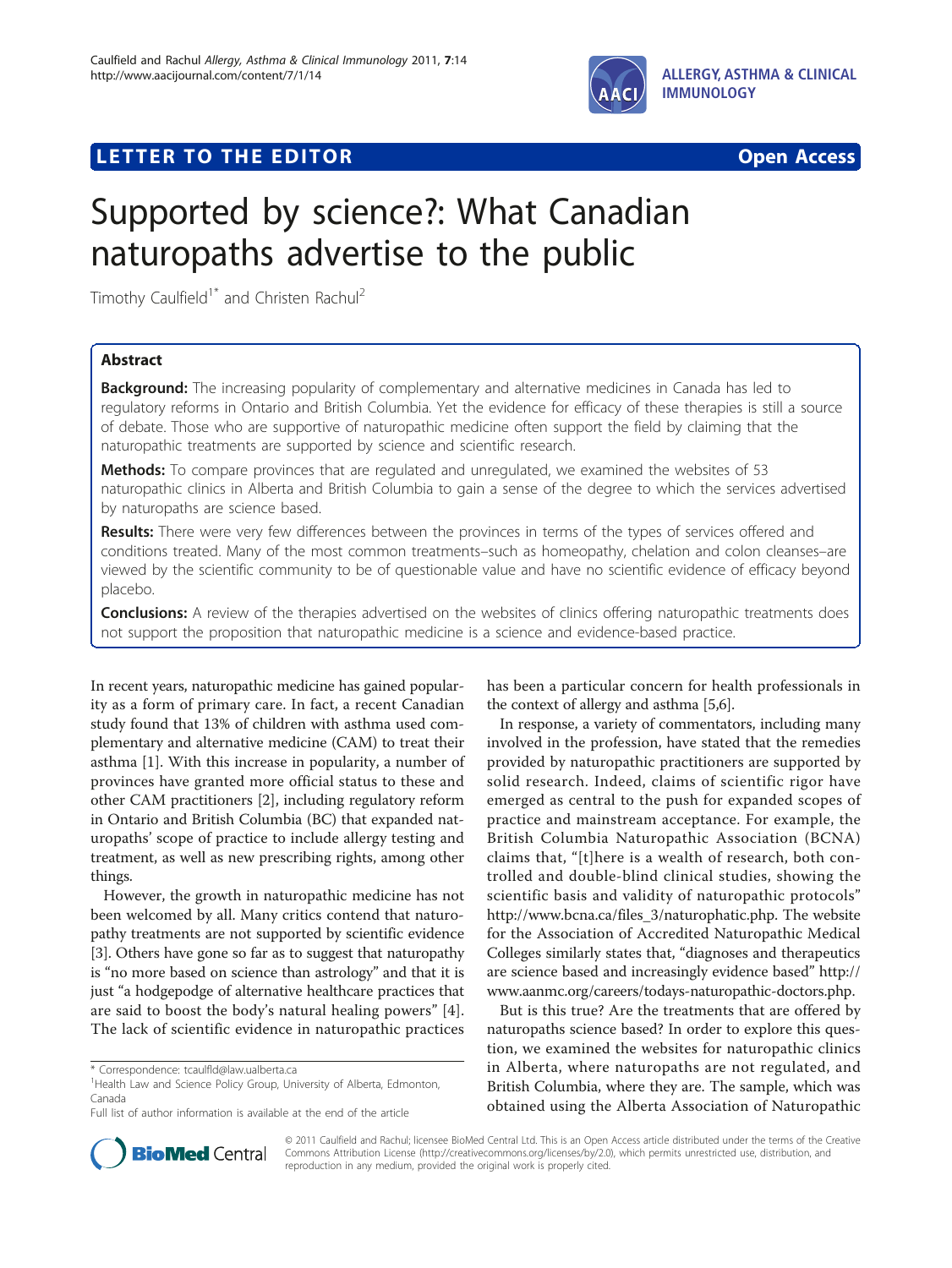LETTER TO THE EDITOR

Open Access

# Supported by science?: What Canadian naturopaths advertise to the public

Timothy Caulfield[1*] and Christen Rachul[2]

## Abstract

**Background:** The increasing popularity of complementary and alternative medicines in Canada has led to regulatory reforms in Ontario and British Columbia. Yet the evidence for efficacy of these therapies is still a source of debate. Those who are supportive of naturopathic medicine often support the field by claiming that the naturopathic treatments are supported by science and scientific research.

**Methods:** To compare provinces that are regulated and unregulated, we examined the websites of 53 naturopathic clinics in Alberta and British Columbia to gain a sense of the degree to which the services advertised by naturopaths are science based.

**Results:** There were very few differences between the provinces in terms of the types of services offered and conditions treated. Many of the most common treatments–such as homeopathy, chelation and colon cleanses–are viewed by the scientific community to be of questionable value and have no scientific evidence of efficacy beyond placebo.

**Conclusions:** A review of the therapies advertised on the websites of clinics offering naturopathic treatments does not support the proposition that naturopathic medicine is a science and evidence-based practice.

In recent years, naturopathic medicine has gained popularity as a form of primary care. In fact, a recent Canadian study found that 13% of children with asthma used complementary and alternative medicine (CAM) to treat their asthma [1]. With this increase in popularity, a number of provinces have granted more official status to these and other CAM practitioners [2], including regulatory reform in Ontario and British Columbia (BC) that expanded naturopaths' scope of practice to include allergy testing and treatment, as well as new prescribing rights, among other things.

However, the growth in naturopathic medicine has not been welcomed by all. Many critics contend that naturopathy treatments are not supported by scientific evidence [3]. Others have gone so far as to suggest that naturopathy is "no more based on science than astrology" and that it is just "a hodgepodge of alternative healthcare practices that are said to boost the body's natural healing powers" [4]. The lack of scientific evidence in naturopathic practices has been a particular concern for health professionals in the context of allergy and asthma [5,6].

In response, a variety of commentators, including many involved in the profession, have stated that the remedies provided by naturopathic practitioners are supported by solid research. Indeed, claims of scientific rigor have emerged as central to the push for expanded scopes of practice and mainstream acceptance. For example, the British Columbia Naturopathic Association (BCNA) claims that, "[t]here is a wealth of research, both controlled and double-blind clinical studies, showing the scientific basis and validity of naturopathic protocols" http://www.bcna.ca/files_3/naturophatic.php. The website for the Association of Accredited Naturopathic Medical Colleges similarly states that, "diagnoses and therapeutics are science based and increasingly evidence based" http://www.aanmc.org/careers/todays-naturopathic-doctors.php.

But is this true? Are the treatments that are offered by naturopaths science based? In order to explore this question, we examined the websites for naturopathic clinics in Alberta, where naturopaths are not regulated, and British Columbia, where they are. The sample, which was obtained using the Alberta Association of Naturopathic

* Correspondence: tcaulfld@law.ualberta.ca
[1]Health Law and Science Policy Group, University of Alberta, Edmonton, Canada
Full list of author information is available at the end of the article

© 2011 Caulfield and Rachul; licensee BioMed Central Ltd. This is an Open Access article distributed under the terms of the Creative Commons Attribution License (http://creativecommons.org/licenses/by/2.0), which permits unrestricted use, distribution, and reproduction in any medium, provided the original work is properly cited.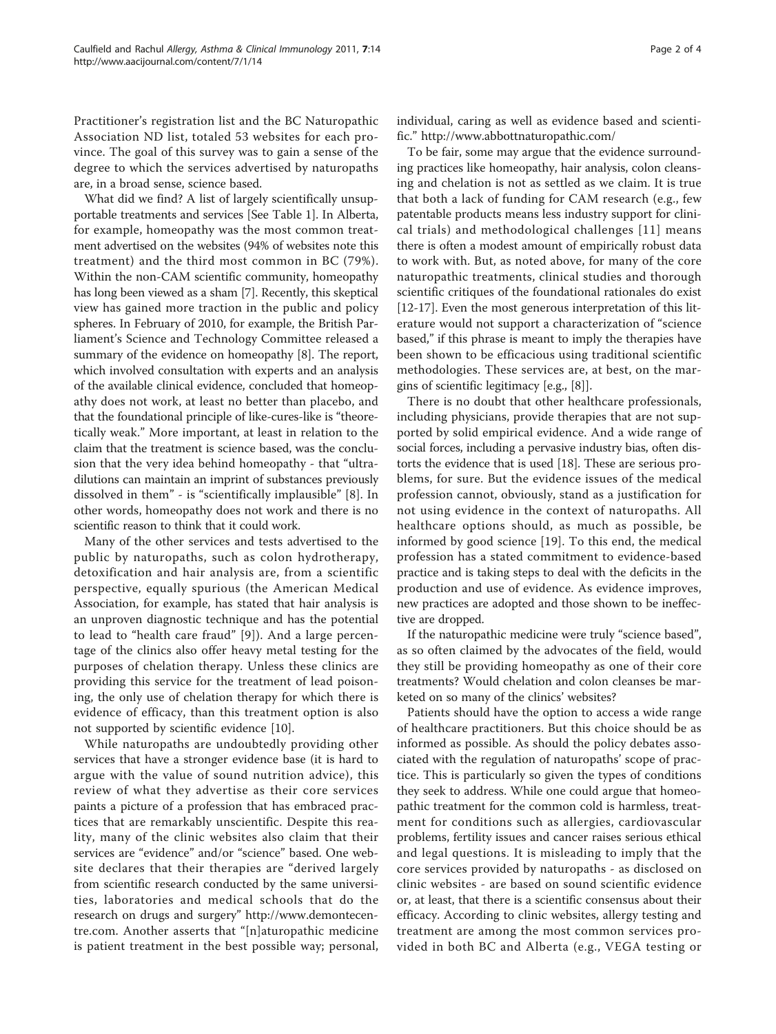Practitioner's registration list and the BC Naturopathic Association ND list, totaled 53 websites for each province. The goal of this survey was to gain a sense of the degree to which the services advertised by naturopaths are, in a broad sense, science based.

What did we find? A list of largely scientifically unsupportable treatments and services [See Table 1]. In Alberta, for example, homeopathy was the most common treatment advertised on the websites (94% of websites note this treatment) and the third most common in BC (79%). Within the non-CAM scientific community, homeopathy has long been viewed as a sham [7]. Recently, this skeptical view has gained more traction in the public and policy spheres. In February of 2010, for example, the British Parliament's Science and Technology Committee released a summary of the evidence on homeopathy [8]. The report, which involved consultation with experts and an analysis of the available clinical evidence, concluded that homeopathy does not work, at least no better than placebo, and that the foundational principle of like-cures-like is "theoretically weak." More important, at least in relation to the claim that the treatment is science based, was the conclusion that the very idea behind homeopathy - that "ultra-dilutions can maintain an imprint of substances previously dissolved in them" - is "scientifically implausible" [8]. In other words, homeopathy does not work and there is no scientific reason to think that it could work.

Many of the other services and tests advertised to the public by naturopaths, such as colon hydrotherapy, detoxification and hair analysis are, from a scientific perspective, equally spurious (the American Medical Association, for example, has stated that hair analysis is an unproven diagnostic technique and has the potential to lead to "health care fraud" [9]). And a large percentage of the clinics also offer heavy metal testing for the purposes of chelation therapy. Unless these clinics are providing this service for the treatment of lead poisoning, the only use of chelation therapy for which there is evidence of efficacy, than this treatment option is also not supported by scientific evidence [10].

While naturopaths are undoubtedly providing other services that have a stronger evidence base (it is hard to argue with the value of sound nutrition advice), this review of what they advertise as their core services paints a picture of a profession that has embraced practices that are remarkably unscientific. Despite this reality, many of the clinic websites also claim that their services are "evidence" and/or "science" based. One website declares that their therapies are "derived largely from scientific research conducted by the same universities, laboratories and medical schools that do the research on drugs and surgery" http://www.demontecentre.com. Another asserts that "[n]aturopathic medicine is patient treatment in the best possible way; personal, individual, caring as well as evidence based and scientific." http://www.abbottnaturopathic.com/

To be fair, some may argue that the evidence surrounding practices like homeopathy, hair analysis, colon cleansing and chelation is not as settled as we claim. It is true that both a lack of funding for CAM research (e.g., few patentable products means less industry support for clinical trials) and methodological challenges [11] means there is often a modest amount of empirically robust data to work with. But, as noted above, for many of the core naturopathic treatments, clinical studies and thorough scientific critiques of the foundational rationales do exist [12-17]. Even the most generous interpretation of this literature would not support a characterization of "science based," if this phrase is meant to imply the therapies have been shown to be efficacious using traditional scientific methodologies. These services are, at best, on the margins of scientific legitimacy [e.g., [8]].

There is no doubt that other healthcare professionals, including physicians, provide therapies that are not supported by solid empirical evidence. And a wide range of social forces, including a pervasive industry bias, often distorts the evidence that is used [18]. These are serious problems, for sure. But the evidence issues of the medical profession cannot, obviously, stand as a justification for not using evidence in the context of naturopaths. All healthcare options should, as much as possible, be informed by good science [19]. To this end, the medical profession has a stated commitment to evidence-based practice and is taking steps to deal with the deficits in the production and use of evidence. As evidence improves, new practices are adopted and those shown to be ineffective are dropped.

If the naturopathic medicine were truly "science based", as so often claimed by the advocates of the field, would they still be providing homeopathy as one of their core treatments? Would chelation and colon cleanses be marketed on so many of the clinics' websites?

Patients should have the option to access a wide range of healthcare practitioners. But this choice should be as informed as possible. As should the policy debates associated with the regulation of naturopaths' scope of practice. This is particularly so given the types of conditions they seek to address. While one could argue that homeopathic treatment for the common cold is harmless, treatment for conditions such as allergies, cardiovascular problems, fertility issues and cancer raises serious ethical and legal questions. It is misleading to imply that the core services provided by naturopaths - as disclosed on clinic websites - are based on sound scientific evidence or, at least, that there is a scientific consensus about their efficacy. According to clinic websites, allergy testing and treatment are among the most common services provided in both BC and Alberta (e.g., VEGA testing or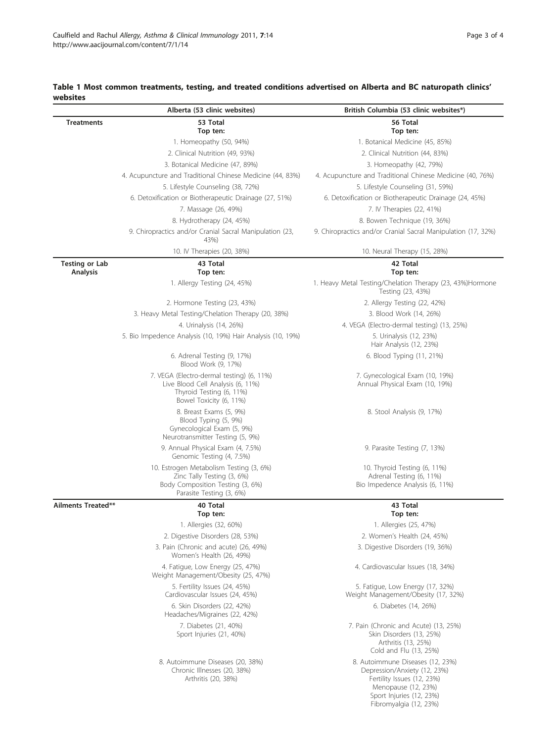**Table 1 Most common treatments, testing, and treated conditions advertised on Alberta and BC naturopath clinics' websites**

| | Alberta (53 clinic websites) | British Columbia (53 clinic websites*) |
|---|---|---|
| **Treatments** | **53 Total Top ten:** | **56 Total Top ten:** |
| | 1. Homeopathy (50, 94%) | 1. Botanical Medicine (45, 85%) |
| | 2. Clinical Nutrition (49, 93%) | 2. Clinical Nutrition (44, 83%) |
| | 3. Botanical Medicine (47, 89%) | 3. Homeopathy (42, 79%) |
| | 4. Acupuncture and Traditional Chinese Medicine (44, 83%) | 4. Acupuncture and Traditional Chinese Medicine (40, 76%) |
| | 5. Lifestyle Counseling (38, 72%) | 5. Lifestyle Counseling (31, 59%) |
| | 6. Detoxification or Biotherapeutic Drainage (27, 51%) | 6. Detoxification or Biotherapeutic Drainage (24, 45%) |
| | 7. Massage (26, 49%) | 7. IV Therapies (22, 41%) |
| | 8. Hydrotherapy (24, 45%) | 8. Bowen Technique (19, 36%) |
| | 9. Chiropractics and/or Cranial Sacral Manipulation (23, 43%) | 9. Chiropractics and/or Cranial Sacral Manipulation (17, 32%) |
| | 10. IV Therapies (20, 38%) | 10. Neural Therapy (15, 28%) |
| **Testing or Lab Analysis** | **43 Total Top ten:** | **42 Total Top ten:** |
| | 1. Allergy Testing (24, 45%) | 1. Heavy Metal Testing/Chelation Therapy (23, 43%)Hormone Testing (23, 43%) |
| | 2. Hormone Testing (23, 43%) | 2. Allergy Testing (22, 42%) |
| | 3. Heavy Metal Testing/Chelation Therapy (20, 38%) | 3. Blood Work (14, 26%) |
| | 4. Urinalysis (14, 26%) | 4. VEGA (Electro-dermal testing) (13, 25%) |
| | 5. Bio Impedence Analysis (10, 19%) Hair Analysis (10, 19%) | 5. Urinalysis (12, 23%) Hair Analysis (12, 23%) |
| | 6. Adrenal Testing (9, 17%) Blood Work (9, 17%) | 6. Blood Typing (11, 21%) |
| | 7. VEGA (Electro-dermal testing) (6, 11%) Live Blood Cell Analysis (6, 11%) Thyroid Testing (6, 11%) Bowel Toxicity (6, 11%) | 7. Gynecological Exam (10, 19%) Annual Physical Exam (10, 19%) |
| | 8. Breast Exams (5, 9%) Blood Typing (5, 9%) Gynecological Exam (5, 9%) Neurotransmitter Testing (5, 9%) | 8. Stool Analysis (9, 17%) |
| | 9. Annual Physical Exam (4, 7.5%) Genomic Testing (4, 7.5%) | 9. Parasite Testing (7, 13%) |
| | 10. Estrogen Metabolism Testing (3, 6%) Zinc Tally Testing (3, 6%) Body Composition Testing (3, 6%) Parasite Testing (3, 6%) | 10. Thyroid Testing (6, 11%) Adrenal Testing (6, 11%) Bio Impedence Analysis (6, 11%) |
| **Ailments Treated**** | **40 Total Top ten:** | **43 Total Top ten:** |
| | 1. Allergies (32, 60%) | 1. Allergies (25, 47%) |
| | 2. Digestive Disorders (28, 53%) | 2. Women's Health (24, 45%) |
| | 3. Pain (Chronic and acute) (26, 49%) Women's Health (26, 49%) | 3. Digestive Disorders (19, 36%) |
| | 4. Fatigue, Low Energy (25, 47%) Weight Management/Obesity (25, 47%) | 4. Cardiovascular Issues (18, 34%) |
| | 5. Fertility Issues (24, 45%) Cardiovascular Issues (24, 45%) | 5. Fatigue, Low Energy (17, 32%) Weight Management/Obesity (17, 32%) |
| | 6. Skin Disorders (22, 42%) Headaches/Migraines (22, 42%) | 6. Diabetes (14, 26%) |
| | 7. Diabetes (21, 40%) Sport Injuries (21, 40%) | 7. Pain (Chronic and Acute) (13, 25%) Skin Disorders (13, 25%) Arthritis (13, 25%) Cold and Flu (13, 25%) |
| | 8. Autoimmune Diseases (20, 38%) Chronic Illnesses (20, 38%) Arthritis (20, 38%) | 8. Autoimmune Diseases (12, 23%) Depression/Anxiety (12, 23%) Fertility Issues (12, 23%) Menopause (12, 23%) Sport Injuries (12, 23%) Fibromyalgia (12, 23%) |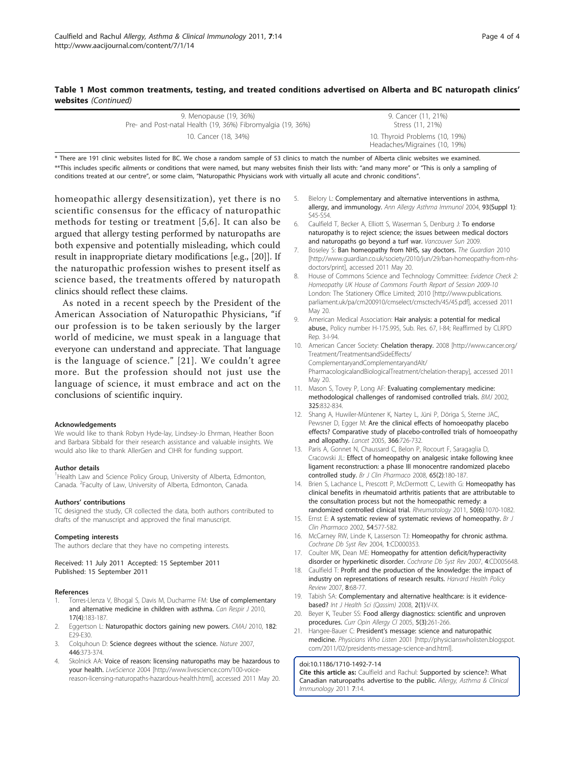**Table 1 Most common treatments, testing, and treated conditions advertised on Alberta and BC naturopath clinics' websites** *(Continued)*

| | |
|---|---|
| 9. Menopause (19, 36%) Pre- and Post-natal Health (19, 36%) Fibromyalgia (19, 36%) | 9. Cancer (11, 21%) Stress (11, 21%) |
| 10. Cancer (18, 34%) | 10. Thyroid Problems (10, 19%) Headaches/Migraines (10, 19%) |

\* There are 191 clinic websites listed for BC. We chose a random sample of 53 clinics to match the number of Alberta clinic websites we examined.
\*\*This includes specific ailments or conditions that were named, but many websites finish their lists with: "and many more" or "This is only a sampling of conditions treated at our centre", or some claim, "Naturopathic Physicians work with virtually all acute and chronic conditions".

homeopathic allergy desensitization), yet there is no scientific consensus for the efficacy of naturopathic methods for testing or treatment [5,6]. It can also be argued that allergy testing performed by naturopaths are both expensive and potentially misleading, which could result in inappropriate dietary modifications [e.g., [20]]. If the naturopathic profession wishes to present itself as science based, the treatments offered by naturopath clinics should reflect these claims.

As noted in a recent speech by the President of the American Association of Naturopathic Physicians, "if our profession is to be taken seriously by the larger world of medicine, we must speak in a language that everyone can understand and appreciate. That language is the language of science." [21]. We couldn't agree more. But the profession should not just use the language of science, it must embrace and act on the conclusions of scientific inquiry.

#### Acknowledgements

We would like to thank Robyn Hyde-lay, Lindsey-Jo Ehrman, Heather Boon and Barbara Sibbald for their research assistance and valuable insights. We would also like to thank AllerGen and CIHR for funding support.

#### Author details

[1]Health Law and Science Policy Group, University of Alberta, Edmonton, Canada. [2]Faculty of Law, University of Alberta, Edmonton, Canada.

#### Authors' contributions

TC designed the study, CR collected the data, both authors contributed to drafts of the manuscript and approved the final manuscript.

#### Competing interests

The authors declare that they have no competing interests.

Received: 11 July 2011 Accepted: 15 September 2011
Published: 15 September 2011

#### References

1. Torres-Llenza V, Bhogal S, Davis M, Ducharme FM: **Use of complementary and alternative medicine in children with asthma.** *Can Respir J* 2010, **17(4)**:183-187.
2. Eggertson L: **Naturopathic doctors gaining new powers.** *CMAJ* 2010, **182**: E29-E30.
3. Colquhoun D: **Science degrees without the science.** *Nature* 2007, **446**:373-374.
4. Skolnick AA: **Voice of reason: licensing naturopaths may be hazardous to your health.** *LiveScience* 2004 [http://www.livescience.com/100-voice-reason-licensing-naturopaths-hazardous-health.html], accessed 2011 May 20.
5. Bielory L: **Complementary and alternative interventions in asthma, allergy, and immunology.** *Ann Allergy Asthma Immunol* 2004, **93(Suppl 1)**: S45-S54.
6. Caulfield T, Becker A, Elliott S, Waserman S, Denburg J: **To endorse naturopathy is to reject science; the issues between medical doctors and naturopaths go beyond a turf war.** *Vancouver Sun* 2009.
7. Boseley S: **Ban homeopathy from NHS, say doctors.** *The Guardian* 2010 [http://www.guardian.co.uk/society/2010/jun/29/ban-homeopathy-from-nhs-doctors/print], accessed 2011 May 20.
8. House of Commons Science and Technology Committee: *Evidence Check 2: Homeopathy UK House of Commons Fourth Report of Session 2009-10* London: The Stationery Office Limited; 2010 [http://www.publications.parliament.uk/pa/cm200910/cmselect/cmsctech/45/45.pdf], accessed 2011 May 20.
9. American Medical Association: **Hair analysis: a potential for medical abuse.**, Policy number H-175.995, Sub. Res. 67, I-84; Reaffirmed by CLRPD Rep. 3-I-94.
10. American Cancer Society: **Chelation therapy.** 2008 [http://www.cancer.org/Treatment/TreatmentsandSideEffects/ComplementaryandAlternativeMedicine/PharmacologicalandBiologicalTreatment/chelation-therapy], accessed 2011 May 20.
11. Mason S, Tovey P, Long AF: **Evaluating complementary medicine: methodological challenges of randomised controlled trials.** *BMJ* 2002, **325**:832-834.
12. Shang A, Huwiler-Müntener K, Nartey L, Jüni P, Dörig S, Sterne JAC, Pewsner D, Egger M: **Are the clinical effects of homoeopathy placebo effects? Comparative study of placebo-controlled trials of homoeopathy and allopathy.** *Lancet* 2005, **366**:726-732.
13. Paris A, Gonnet N, Chaussard C, Belon P, Rocourt F, Saragaglia D, Cracowski JL: **Effect of homeopathy on analgesic intake following knee ligament reconstruction: a phase III monocentre randomized placebo controlled study.** *Br J Clin Pharmaco* 2008, **65(2)**:180-187.
14. Brien S, Lachance L, Prescott P, McDermott C, Lewith G: **Homeopathy has clinical benefits in rheumatoid arthritis patients that are attributable to the consultation process but not the homeopathic remedy: a randomized controlled clinical trial.** *Rheumatology* 2011, **50(6)**:1070-1082.
15. Ernst E: **A systematic review of systematic reviews of homeopathy.** *Br J Clin Pharmaco* 2002, **54**:577-582.
16. McCarney RW, Linde K, Lasserson TJ: **Homeopathy for chronic asthma.** *Cochrane Db Syst Rev* 2004, **1**:CD000353.
17. Coulter MK, Dean ME: **Homeopathy for attention deficit/hyperactivity disorder or hyperkinetic disorder.** *Cochrane Db Syst Rev* 2007, **4**:CD005648.
18. Caulfield T: **Profit and the production of the knowledge: the impact of industry on representations of research results.** *Harvard Health Policy Review* 2007, **8**:68-77.
19. Tabish SA: **Complementary and alternative healthcare: is it evidence-based?** *Int J Health Sci (Qassim)* 2008, **2(1)**:V-IX.
20. Beyer K, Teuber SS: **Food allergy diagnostics: scientific and unproven procedures.** *Curr Opin Allergy Cl* 2005, **5(3)**:261-266.
21. Hangee-Bauer C: **President's message: science and naturopathic medicine.** *Physicians Who Listen* 2001 [http://physicianswholisten.blogspot.com/2011/02/presidents-message-science-and.html].

doi:10.1186/1710-1492-7-14
**Cite this article as:** Caulfield and Rachul: Supported by science?: What Canadian naturopaths advertise to the public. *Allergy, Asthma & Clinical Immunology* 2011 **7**:14.